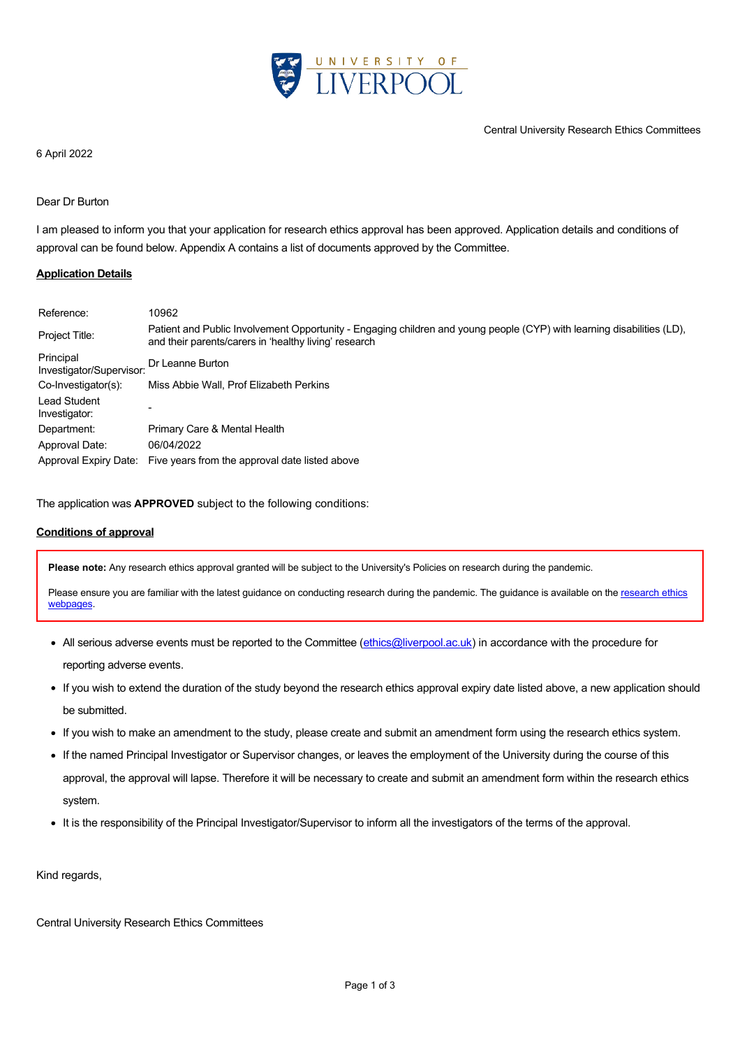UNIVERSITY OF LIVERPOOL

Central University Research Ethics Committees

6 April 2022

Dear Dr Burton

I am pleased to inform you that your application for research ethics approval has been approved. Application details and conditions of approval can be found below. Appendix A contains a list of documents approved by the Committee.

**Application Details**

| | |
|---|---|
| Reference: | 10962 |
| Project Title: | Patient and Public Involvement Opportunity - Engaging children and young people (CYP) with learning disabilities (LD), and their parents/carers in 'healthy living' research |
| Principal Investigator/Supervisor: | Dr Leanne Burton |
| Co-Investigator(s): | Miss Abbie Wall, Prof Elizabeth Perkins |
| Lead Student Investigator: | - |
| Department: | Primary Care & Mental Health |
| Approval Date: | 06/04/2022 |
| Approval Expiry Date: | Five years from the approval date listed above |

The application was **APPROVED** subject to the following conditions:

**Conditions of approval**

> **Please note:** Any research ethics approval granted will be subject to the University's Policies on research during the pandemic.
>
> Please ensure you are familiar with the latest guidance on conducting research during the pandemic. The guidance is available on the research ethics webpages.

- All serious adverse events must be reported to the Committee (ethics@liverpool.ac.uk) in accordance with the procedure for reporting adverse events.
- If you wish to extend the duration of the study beyond the research ethics approval expiry date listed above, a new application should be submitted.
- If you wish to make an amendment to the study, please create and submit an amendment form using the research ethics system.
- If the named Principal Investigator or Supervisor changes, or leaves the employment of the University during the course of this approval, the approval will lapse. Therefore it will be necessary to create and submit an amendment form within the research ethics system.
- It is the responsibility of the Principal Investigator/Supervisor to inform all the investigators of the terms of the approval.

Kind regards,

Central University Research Ethics Committees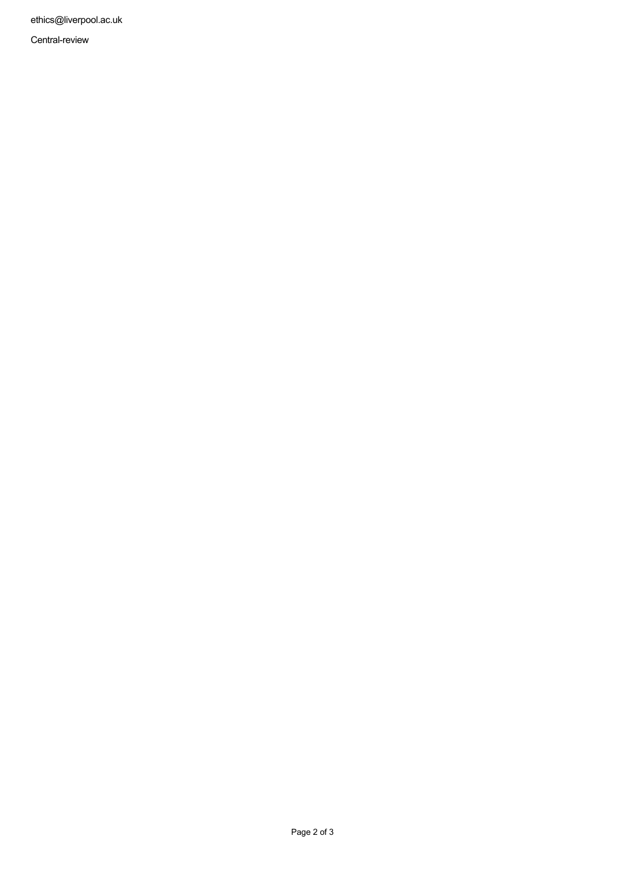ethics@liverpool.ac.uk

Central-review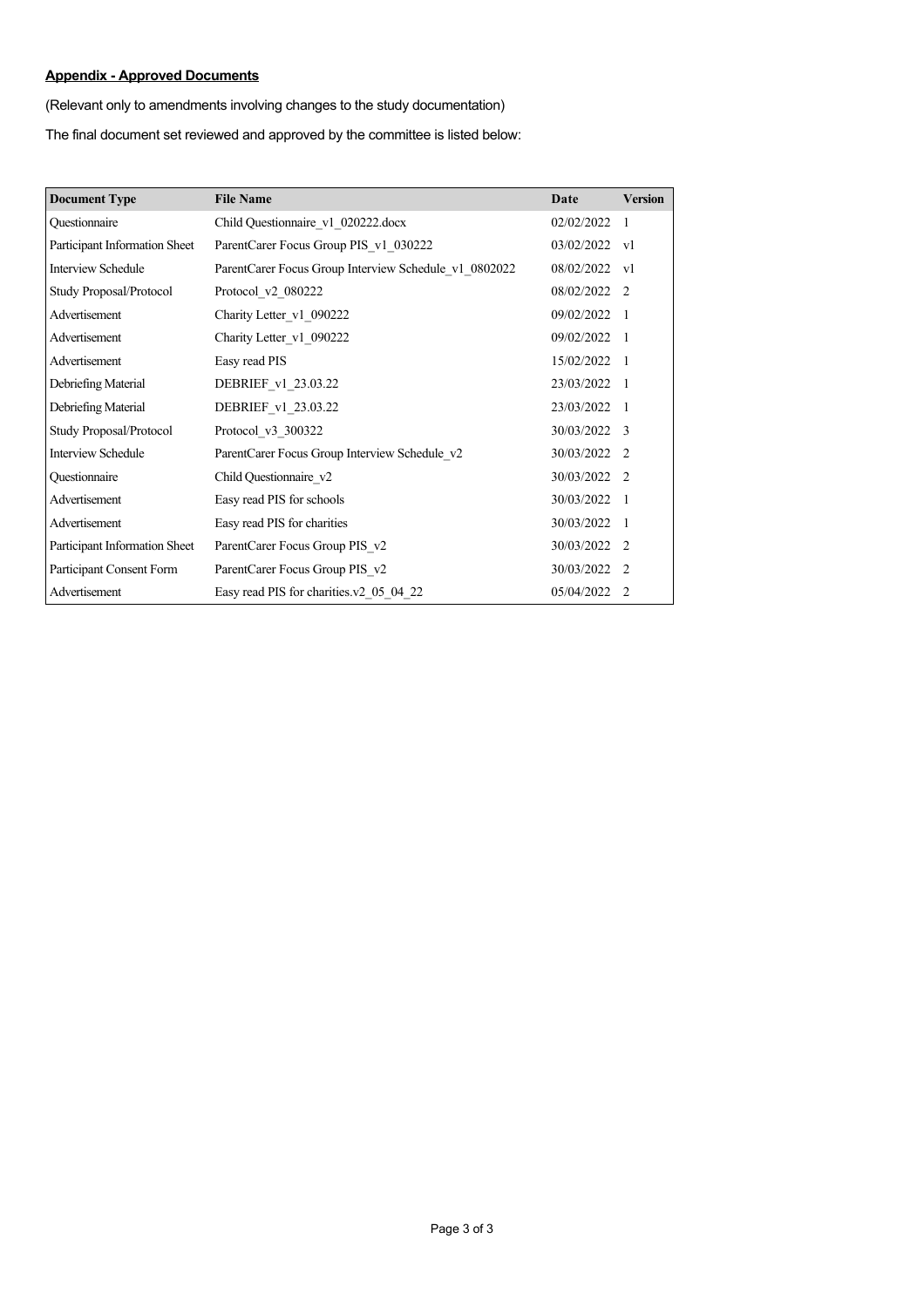**Appendix - Approved Documents**

(Relevant only to amendments involving changes to the study documentation)

The final document set reviewed and approved by the committee is listed below:

| Document Type | File Name | Date | Version |
| --- | --- | --- | --- |
| Questionnaire | Child Questionnaire_v1_020222.docx | 02/02/2022 | 1 |
| Participant Information Sheet | ParentCarer Focus Group PIS_v1_030222 | 03/02/2022 | v1 |
| Interview Schedule | ParentCarer Focus Group Interview Schedule_v1_0802022 | 08/02/2022 | v1 |
| Study Proposal/Protocol | Protocol_v2_080222 | 08/02/2022 | 2 |
| Advertisement | Charity Letter_v1_090222 | 09/02/2022 | 1 |
| Advertisement | Charity Letter_v1_090222 | 09/02/2022 | 1 |
| Advertisement | Easy read PIS | 15/02/2022 | 1 |
| Debriefing Material | DEBRIEF_v1_23.03.22 | 23/03/2022 | 1 |
| Debriefing Material | DEBRIEF_v1_23.03.22 | 23/03/2022 | 1 |
| Study Proposal/Protocol | Protocol_v3_300322 | 30/03/2022 | 3 |
| Interview Schedule | ParentCarer Focus Group Interview Schedule_v2 | 30/03/2022 | 2 |
| Questionnaire | Child Questionnaire_v2 | 30/03/2022 | 2 |
| Advertisement | Easy read PIS for schools | 30/03/2022 | 1 |
| Advertisement | Easy read PIS for charities | 30/03/2022 | 1 |
| Participant Information Sheet | ParentCarer Focus Group PIS_v2 | 30/03/2022 | 2 |
| Participant Consent Form | ParentCarer Focus Group PIS_v2 | 30/03/2022 | 2 |
| Advertisement | Easy read PIS for charities.v2_05_04_22 | 05/04/2022 | 2 |